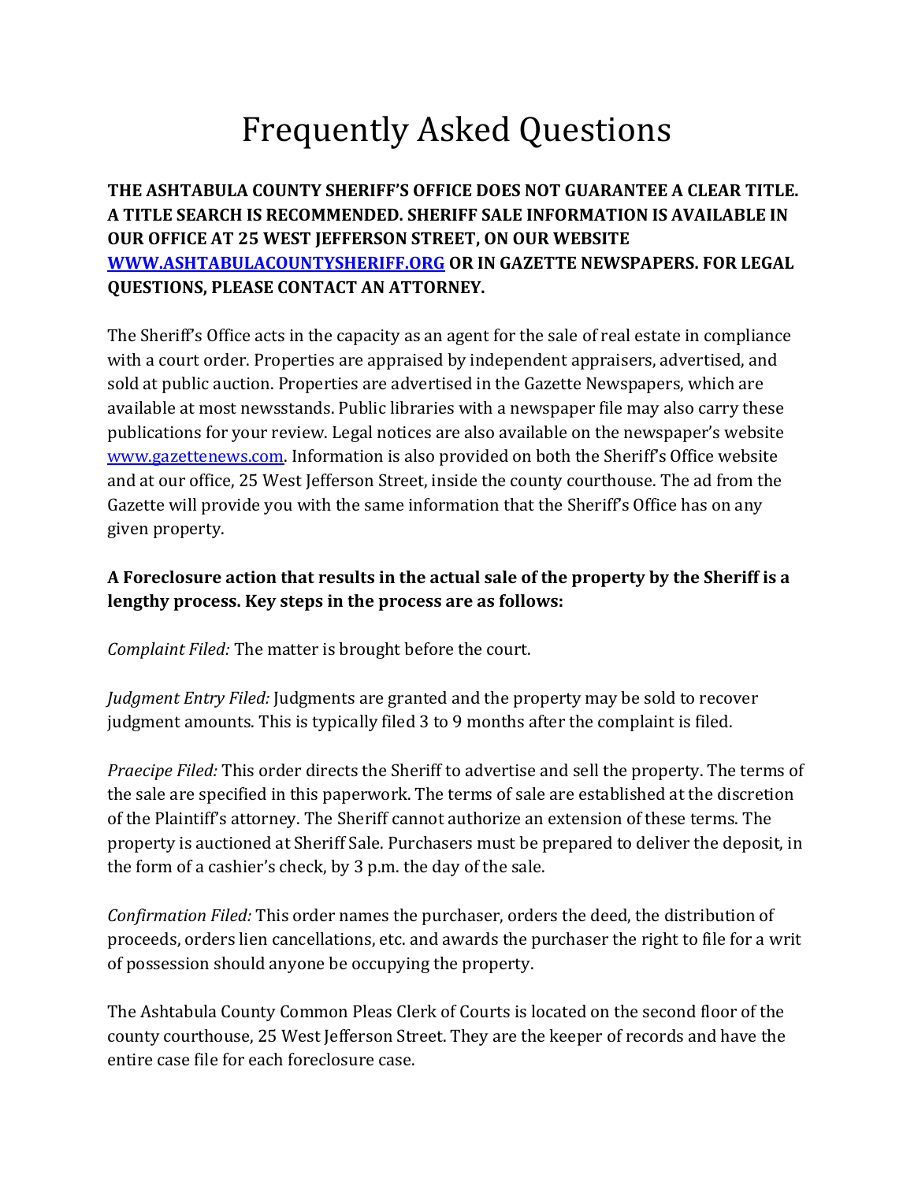# Frequently Asked Questions

**THE ASHTABULA COUNTY SHERIFF'S OFFICE DOES NOT GUARANTEE A CLEAR TITLE. A TITLE SEARCH IS RECOMMENDED. SHERIFF SALE INFORMATION IS AVAILABLE IN OUR OFFICE AT 25 WEST JEFFERSON STREET, ON OUR WEBSITE [WWW.ASHTABULACOUNTYSHERIFF.ORG](http://www.ashtabulacountysheriff.org) OR IN GAZETTE NEWSPAPERS. FOR LEGAL QUESTIONS, PLEASE CONTACT AN ATTORNEY.**

The Sheriff's Office acts in the capacity as an agent for the sale of real estate in compliance with a court order. Properties are appraised by independent appraisers, advertised, and sold at public auction. Properties are advertised in the Gazette Newspapers, which are available at most newsstands. Public libraries with a newspaper file may also carry these publications for your review. Legal notices are also available on the newspaper's website [www.gazettenews.com](http://www.gazettenews.com). Information is also provided on both the Sheriff's Office website and at our office, 25 West Jefferson Street, inside the county courthouse. The ad from the Gazette will provide you with the same information that the Sheriff's Office has on any given property.

**A Foreclosure action that results in the actual sale of the property by the Sheriff is a lengthy process. Key steps in the process are as follows:**

*Complaint Filed:* The matter is brought before the court.

*Judgment Entry Filed:* Judgments are granted and the property may be sold to recover judgment amounts. This is typically filed 3 to 9 months after the complaint is filed.

*Praecipe Filed:* This order directs the Sheriff to advertise and sell the property. The terms of the sale are specified in this paperwork. The terms of sale are established at the discretion of the Plaintiff's attorney. The Sheriff cannot authorize an extension of these terms. The property is auctioned at Sheriff Sale. Purchasers must be prepared to deliver the deposit, in the form of a cashier's check, by 3 p.m. the day of the sale.

*Confirmation Filed:* This order names the purchaser, orders the deed, the distribution of proceeds, orders lien cancellations, etc. and awards the purchaser the right to file for a writ of possession should anyone be occupying the property.

The Ashtabula County Common Pleas Clerk of Courts is located on the second floor of the county courthouse, 25 West Jefferson Street. They are the keeper of records and have the entire case file for each foreclosure case.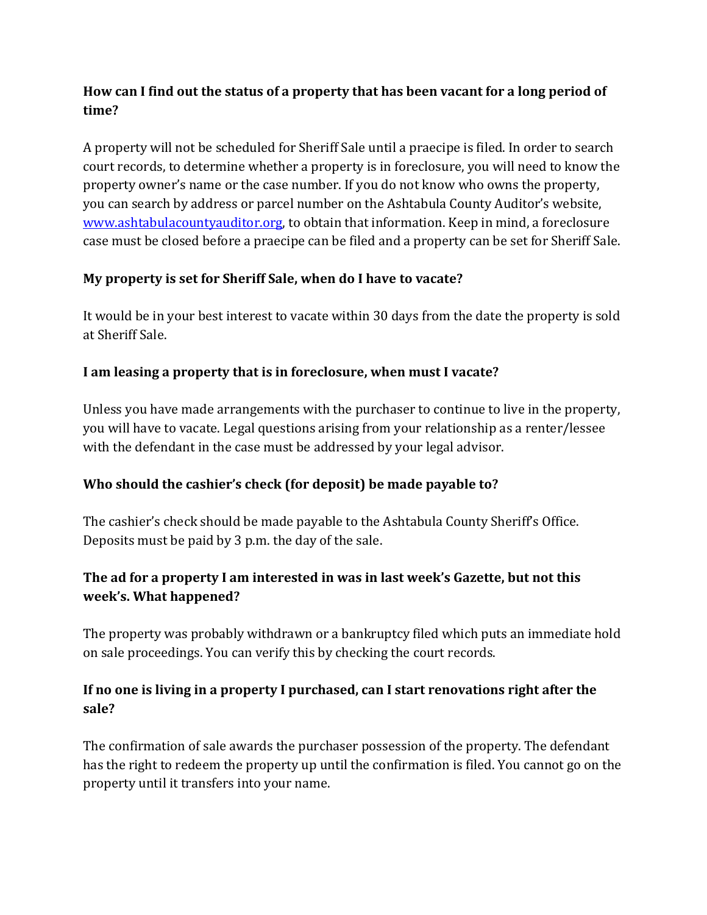**How can I find out the status of a property that has been vacant for a long period of time?**

A property will not be scheduled for Sheriff Sale until a praecipe is filed. In order to search court records, to determine whether a property is in foreclosure, you will need to know the property owner's name or the case number. If you do not know who owns the property, you can search by address or parcel number on the Ashtabula County Auditor's website, [www.ashtabulacountyauditor.org](http://www.ashtabulacountyauditor.org), to obtain that information. Keep in mind, a foreclosure case must be closed before a praecipe can be filed and a property can be set for Sheriff Sale.

**My property is set for Sheriff Sale, when do I have to vacate?**

It would be in your best interest to vacate within 30 days from the date the property is sold at Sheriff Sale.

**I am leasing a property that is in foreclosure, when must I vacate?**

Unless you have made arrangements with the purchaser to continue to live in the property, you will have to vacate. Legal questions arising from your relationship as a renter/lessee with the defendant in the case must be addressed by your legal advisor.

**Who should the cashier's check (for deposit) be made payable to?**

The cashier's check should be made payable to the Ashtabula County Sheriff's Office. Deposits must be paid by 3 p.m. the day of the sale.

**The ad for a property I am interested in was in last week's Gazette, but not this week's. What happened?**

The property was probably withdrawn or a bankruptcy filed which puts an immediate hold on sale proceedings. You can verify this by checking the court records.

**If no one is living in a property I purchased, can I start renovations right after the sale?**

The confirmation of sale awards the purchaser possession of the property. The defendant has the right to redeem the property up until the confirmation is filed. You cannot go on the property until it transfers into your name.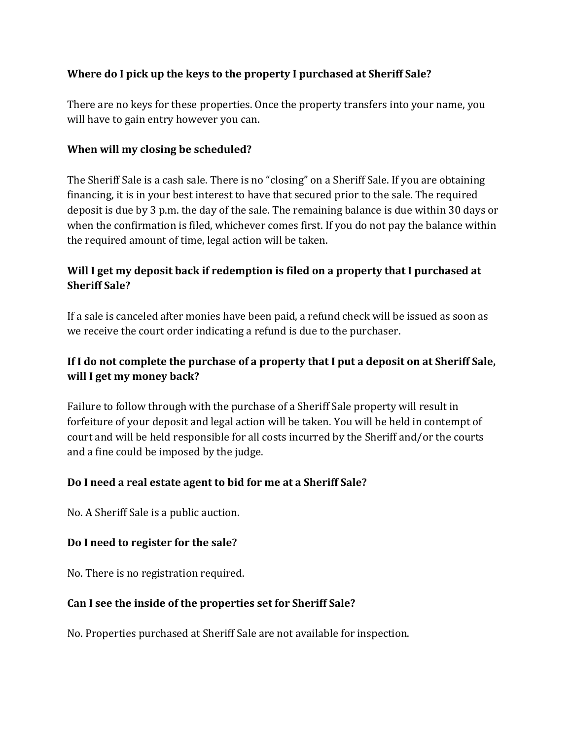**Where do I pick up the keys to the property I purchased at Sheriff Sale?**

There are no keys for these properties. Once the property transfers into your name, you will have to gain entry however you can.

**When will my closing be scheduled?**

The Sheriff Sale is a cash sale. There is no "closing" on a Sheriff Sale. If you are obtaining financing, it is in your best interest to have that secured prior to the sale. The required deposit is due by 3 p.m. the day of the sale. The remaining balance is due within 30 days or when the confirmation is filed, whichever comes first. If you do not pay the balance within the required amount of time, legal action will be taken.

**Will I get my deposit back if redemption is filed on a property that I purchased at Sheriff Sale?**

If a sale is canceled after monies have been paid, a refund check will be issued as soon as we receive the court order indicating a refund is due to the purchaser.

**If I do not complete the purchase of a property that I put a deposit on at Sheriff Sale, will I get my money back?**

Failure to follow through with the purchase of a Sheriff Sale property will result in forfeiture of your deposit and legal action will be taken. You will be held in contempt of court and will be held responsible for all costs incurred by the Sheriff and/or the courts and a fine could be imposed by the judge.

**Do I need a real estate agent to bid for me at a Sheriff Sale?**

No. A Sheriff Sale is a public auction.

**Do I need to register for the sale?**

No. There is no registration required.

**Can I see the inside of the properties set for Sheriff Sale?**

No. Properties purchased at Sheriff Sale are not available for inspection.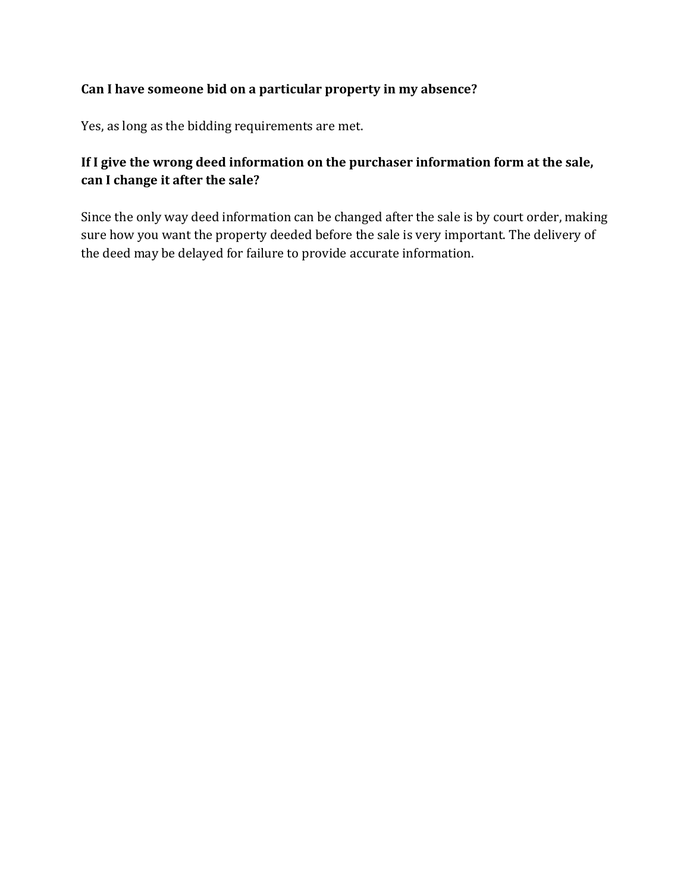**Can I have someone bid on a particular property in my absence?**

Yes, as long as the bidding requirements are met.

**If I give the wrong deed information on the purchaser information form at the sale, can I change it after the sale?**

Since the only way deed information can be changed after the sale is by court order, making sure how you want the property deeded before the sale is very important. The delivery of the deed may be delayed for failure to provide accurate information.